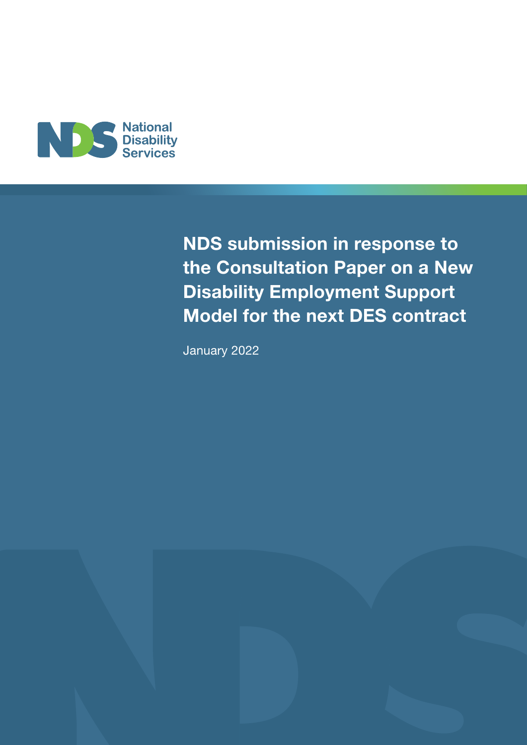National Disability Services

# NDS submission in response to the Consultation Paper on a New Disability Employment Support Model for the next DES contract

January 2022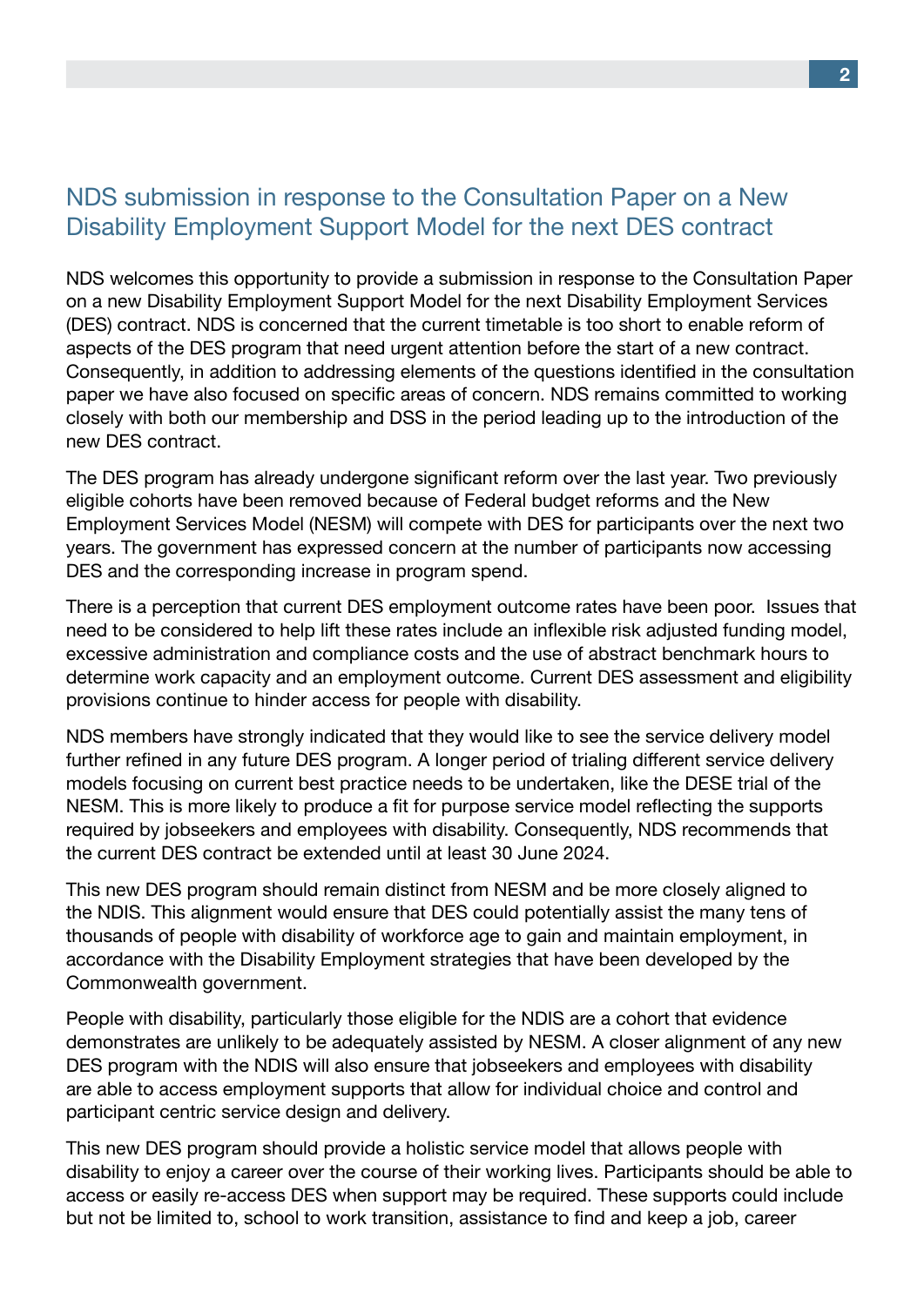## NDS submission in response to the Consultation Paper on a New Disability Employment Support Model for the next DES contract

NDS welcomes this opportunity to provide a submission in response to the Consultation Paper on a new Disability Employment Support Model for the next Disability Employment Services (DES) contract. NDS is concerned that the current timetable is too short to enable reform of aspects of the DES program that need urgent attention before the start of a new contract. Consequently, in addition to addressing elements of the questions identified in the consultation paper we have also focused on specific areas of concern. NDS remains committed to working closely with both our membership and DSS in the period leading up to the introduction of the new DES contract.

The DES program has already undergone significant reform over the last year. Two previously eligible cohorts have been removed because of Federal budget reforms and the New Employment Services Model (NESM) will compete with DES for participants over the next two years. The government has expressed concern at the number of participants now accessing DES and the corresponding increase in program spend.

There is a perception that current DES employment outcome rates have been poor. Issues that need to be considered to help lift these rates include an inflexible risk adjusted funding model, excessive administration and compliance costs and the use of abstract benchmark hours to determine work capacity and an employment outcome. Current DES assessment and eligibility provisions continue to hinder access for people with disability.

NDS members have strongly indicated that they would like to see the service delivery model further refined in any future DES program. A longer period of trialing different service delivery models focusing on current best practice needs to be undertaken, like the DESE trial of the NESM. This is more likely to produce a fit for purpose service model reflecting the supports required by jobseekers and employees with disability. Consequently, NDS recommends that the current DES contract be extended until at least 30 June 2024.

This new DES program should remain distinct from NESM and be more closely aligned to the NDIS. This alignment would ensure that DES could potentially assist the many tens of thousands of people with disability of workforce age to gain and maintain employment, in accordance with the Disability Employment strategies that have been developed by the Commonwealth government.

People with disability, particularly those eligible for the NDIS are a cohort that evidence demonstrates are unlikely to be adequately assisted by NESM. A closer alignment of any new DES program with the NDIS will also ensure that jobseekers and employees with disability are able to access employment supports that allow for individual choice and control and participant centric service design and delivery.

This new DES program should provide a holistic service model that allows people with disability to enjoy a career over the course of their working lives. Participants should be able to access or easily re-access DES when support may be required. These supports could include but not be limited to, school to work transition, assistance to find and keep a job, career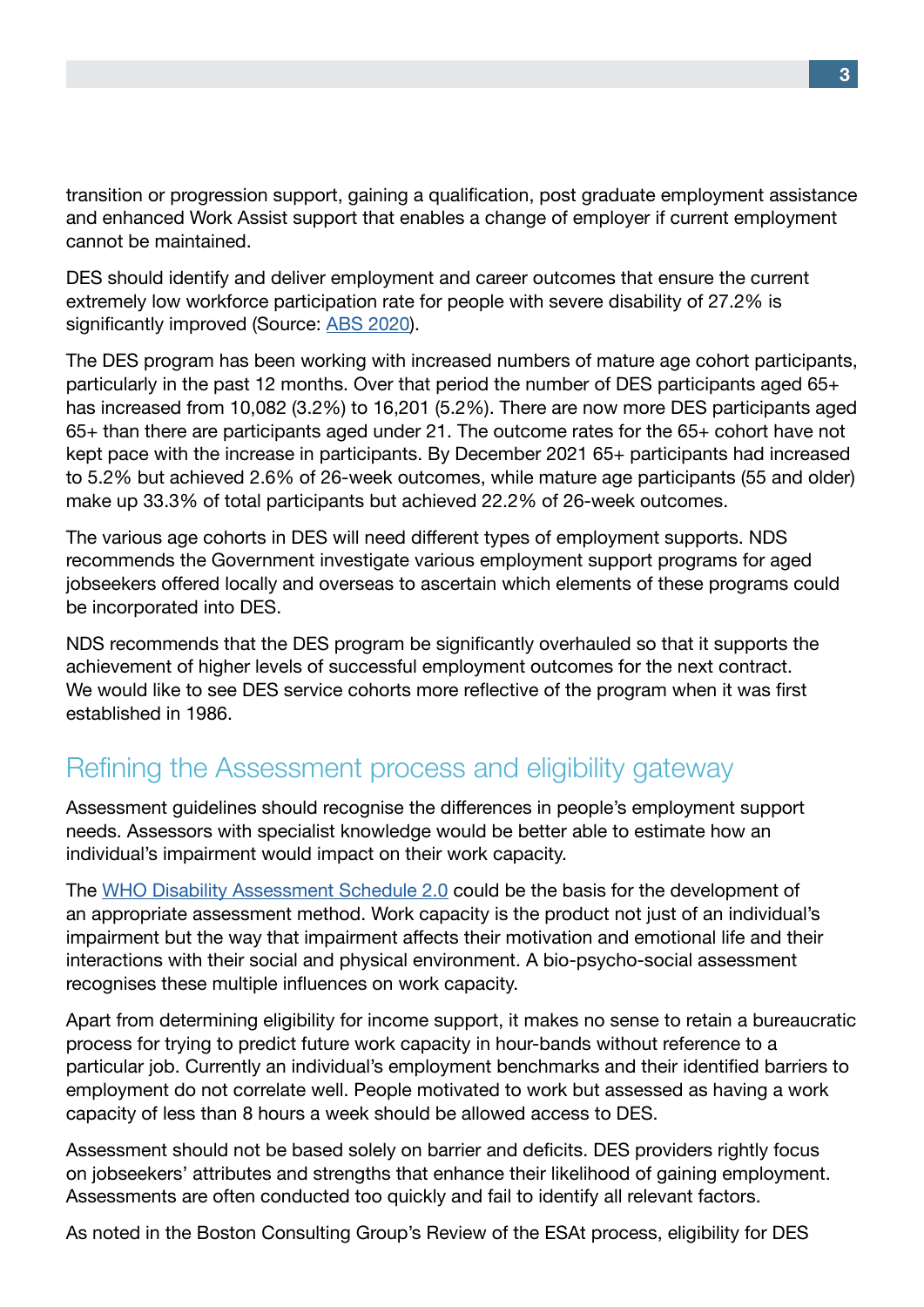transition or progression support, gaining a qualification, post graduate employment assistance and enhanced Work Assist support that enables a change of employer if current employment cannot be maintained.

DES should identify and deliver employment and career outcomes that ensure the current extremely low workforce participation rate for people with severe disability of 27.2% is significantly improved (Source: [ABS 2020](#)).

The DES program has been working with increased numbers of mature age cohort participants, particularly in the past 12 months. Over that period the number of DES participants aged 65+ has increased from 10,082 (3.2%) to 16,201 (5.2%). There are now more DES participants aged 65+ than there are participants aged under 21. The outcome rates for the 65+ cohort have not kept pace with the increase in participants. By December 2021 65+ participants had increased to 5.2% but achieved 2.6% of 26-week outcomes, while mature age participants (55 and older) make up 33.3% of total participants but achieved 22.2% of 26-week outcomes.

The various age cohorts in DES will need different types of employment supports. NDS recommends the Government investigate various employment support programs for aged jobseekers offered locally and overseas to ascertain which elements of these programs could be incorporated into DES.

NDS recommends that the DES program be significantly overhauled so that it supports the achievement of higher levels of successful employment outcomes for the next contract. We would like to see DES service cohorts more reflective of the program when it was first established in 1986.

## Refining the Assessment process and eligibility gateway

Assessment guidelines should recognise the differences in people's employment support needs. Assessors with specialist knowledge would be better able to estimate how an individual's impairment would impact on their work capacity.

The [WHO Disability Assessment Schedule 2.0](#) could be the basis for the development of an appropriate assessment method. Work capacity is the product not just of an individual's impairment but the way that impairment affects their motivation and emotional life and their interactions with their social and physical environment. A bio-psycho-social assessment recognises these multiple influences on work capacity.

Apart from determining eligibility for income support, it makes no sense to retain a bureaucratic process for trying to predict future work capacity in hour-bands without reference to a particular job. Currently an individual's employment benchmarks and their identified barriers to employment do not correlate well. People motivated to work but assessed as having a work capacity of less than 8 hours a week should be allowed access to DES.

Assessment should not be based solely on barrier and deficits. DES providers rightly focus on jobseekers' attributes and strengths that enhance their likelihood of gaining employment. Assessments are often conducted too quickly and fail to identify all relevant factors.

As noted in the Boston Consulting Group's Review of the ESAt process, eligibility for DES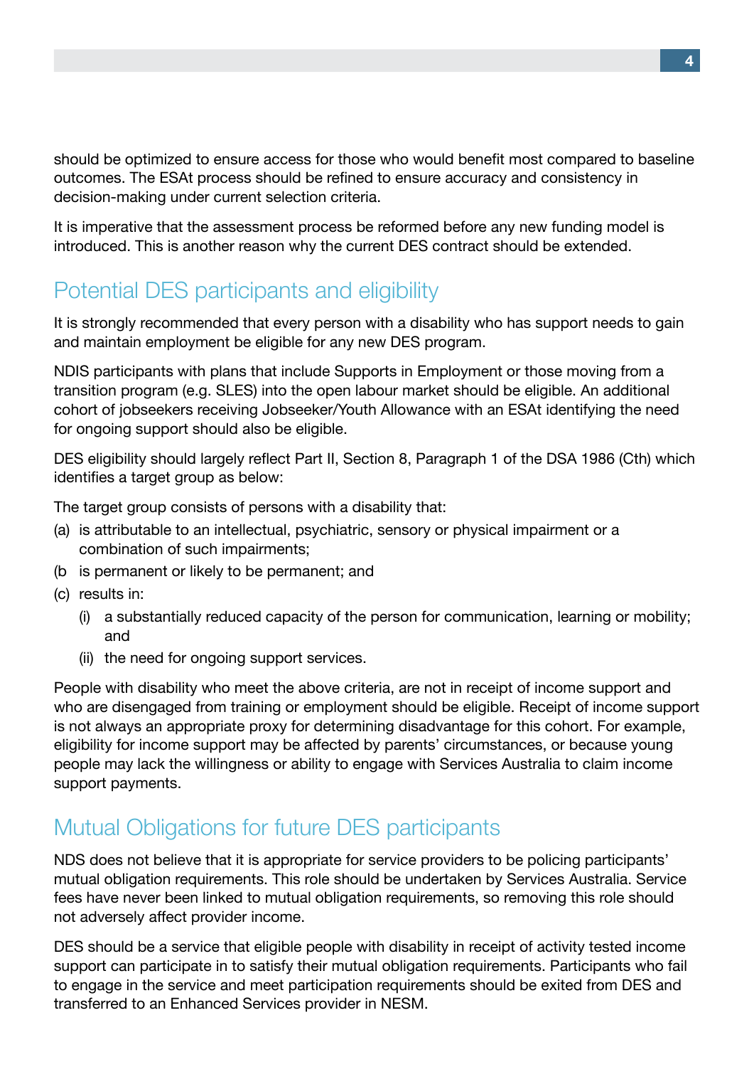should be optimized to ensure access for those who would benefit most compared to baseline outcomes. The ESAt process should be refined to ensure accuracy and consistency in decision-making under current selection criteria.

It is imperative that the assessment process be reformed before any new funding model is introduced. This is another reason why the current DES contract should be extended.

## Potential DES participants and eligibility

It is strongly recommended that every person with a disability who has support needs to gain and maintain employment be eligible for any new DES program.

NDIS participants with plans that include Supports in Employment or those moving from a transition program (e.g. SLES) into the open labour market should be eligible. An additional cohort of jobseekers receiving Jobseeker/Youth Allowance with an ESAt identifying the need for ongoing support should also be eligible.

DES eligibility should largely reflect Part II, Section 8, Paragraph 1 of the DSA 1986 (Cth) which identifies a target group as below:

The target group consists of persons with a disability that:

(a) is attributable to an intellectual, psychiatric, sensory or physical impairment or a combination of such impairments;

(b is permanent or likely to be permanent; and

(c) results in:

  (i) a substantially reduced capacity of the person for communication, learning or mobility; and

  (ii) the need for ongoing support services.

People with disability who meet the above criteria, are not in receipt of income support and who are disengaged from training or employment should be eligible. Receipt of income support is not always an appropriate proxy for determining disadvantage for this cohort. For example, eligibility for income support may be affected by parents' circumstances, or because young people may lack the willingness or ability to engage with Services Australia to claim income support payments.

## Mutual Obligations for future DES participants

NDS does not believe that it is appropriate for service providers to be policing participants' mutual obligation requirements. This role should be undertaken by Services Australia. Service fees have never been linked to mutual obligation requirements, so removing this role should not adversely affect provider income.

DES should be a service that eligible people with disability in receipt of activity tested income support can participate in to satisfy their mutual obligation requirements. Participants who fail to engage in the service and meet participation requirements should be exited from DES and transferred to an Enhanced Services provider in NESM.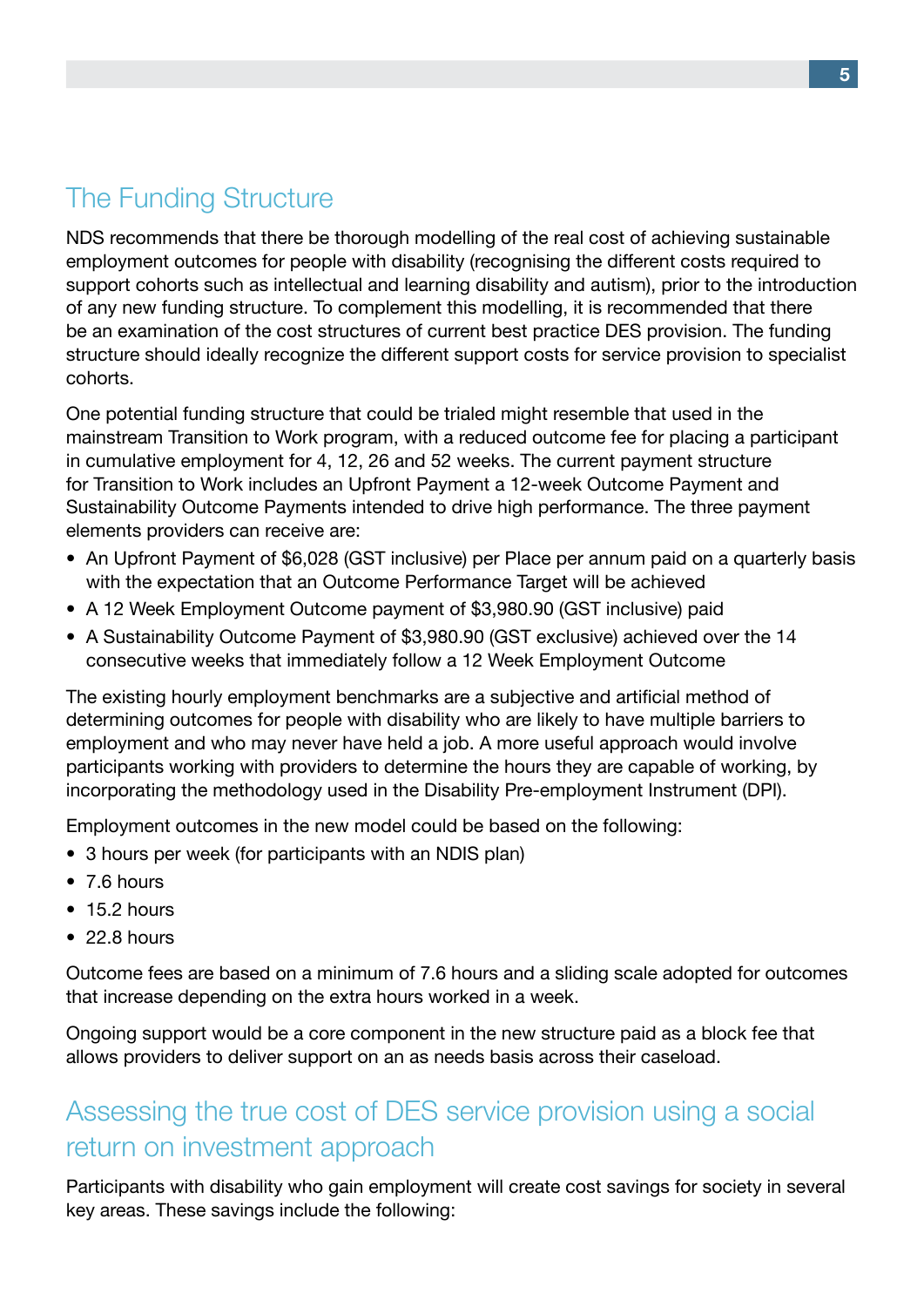## The Funding Structure

NDS recommends that there be thorough modelling of the real cost of achieving sustainable employment outcomes for people with disability (recognising the different costs required to support cohorts such as intellectual and learning disability and autism), prior to the introduction of any new funding structure. To complement this modelling, it is recommended that there be an examination of the cost structures of current best practice DES provision. The funding structure should ideally recognize the different support costs for service provision to specialist cohorts.

One potential funding structure that could be trialed might resemble that used in the mainstream Transition to Work program, with a reduced outcome fee for placing a participant in cumulative employment for 4, 12, 26 and 52 weeks. The current payment structure for Transition to Work includes an Upfront Payment a 12-week Outcome Payment and Sustainability Outcome Payments intended to drive high performance. The three payment elements providers can receive are:

- An Upfront Payment of $6,028 (GST inclusive) per Place per annum paid on a quarterly basis with the expectation that an Outcome Performance Target will be achieved
- A 12 Week Employment Outcome payment of $3,980.90 (GST inclusive) paid
- A Sustainability Outcome Payment of $3,980.90 (GST exclusive) achieved over the 14 consecutive weeks that immediately follow a 12 Week Employment Outcome

The existing hourly employment benchmarks are a subjective and artificial method of determining outcomes for people with disability who are likely to have multiple barriers to employment and who may never have held a job. A more useful approach would involve participants working with providers to determine the hours they are capable of working, by incorporating the methodology used in the Disability Pre-employment Instrument (DPI).

Employment outcomes in the new model could be based on the following:

- 3 hours per week (for participants with an NDIS plan)
- 7.6 hours
- 15.2 hours
- 22.8 hours

Outcome fees are based on a minimum of 7.6 hours and a sliding scale adopted for outcomes that increase depending on the extra hours worked in a week.

Ongoing support would be a core component in the new structure paid as a block fee that allows providers to deliver support on an as needs basis across their caseload.

## Assessing the true cost of DES service provision using a social return on investment approach

Participants with disability who gain employment will create cost savings for society in several key areas. These savings include the following: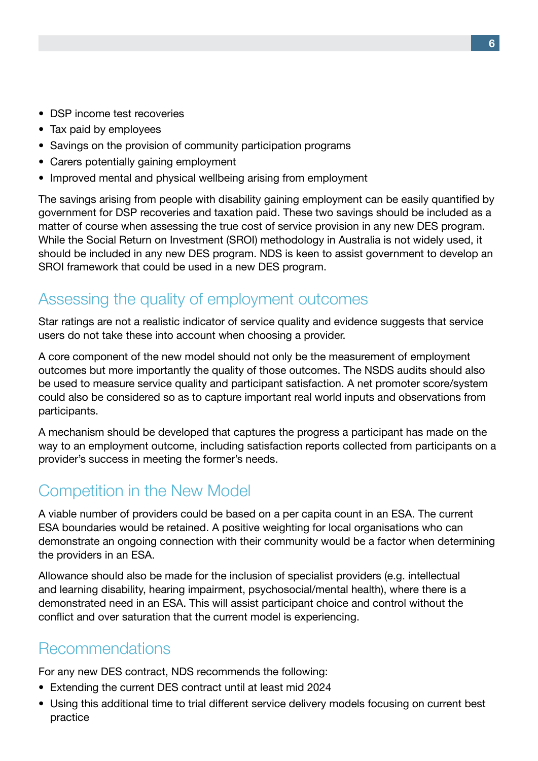- DSP income test recoveries
- Tax paid by employees
- Savings on the provision of community participation programs
- Carers potentially gaining employment
- Improved mental and physical wellbeing arising from employment

The savings arising from people with disability gaining employment can be easily quantified by government for DSP recoveries and taxation paid. These two savings should be included as a matter of course when assessing the true cost of service provision in any new DES program. While the Social Return on Investment (SROI) methodology in Australia is not widely used, it should be included in any new DES program. NDS is keen to assist government to develop an SROI framework that could be used in a new DES program.

## Assessing the quality of employment outcomes

Star ratings are not a realistic indicator of service quality and evidence suggests that service users do not take these into account when choosing a provider.

A core component of the new model should not only be the measurement of employment outcomes but more importantly the quality of those outcomes. The NSDS audits should also be used to measure service quality and participant satisfaction. A net promoter score/system could also be considered so as to capture important real world inputs and observations from participants.

A mechanism should be developed that captures the progress a participant has made on the way to an employment outcome, including satisfaction reports collected from participants on a provider's success in meeting the former's needs.

## Competition in the New Model

A viable number of providers could be based on a per capita count in an ESA. The current ESA boundaries would be retained. A positive weighting for local organisations who can demonstrate an ongoing connection with their community would be a factor when determining the providers in an ESA.

Allowance should also be made for the inclusion of specialist providers (e.g. intellectual and learning disability, hearing impairment, psychosocial/mental health), where there is a demonstrated need in an ESA. This will assist participant choice and control without the conflict and over saturation that the current model is experiencing.

## Recommendations

For any new DES contract, NDS recommends the following:

- Extending the current DES contract until at least mid 2024
- Using this additional time to trial different service delivery models focusing on current best practice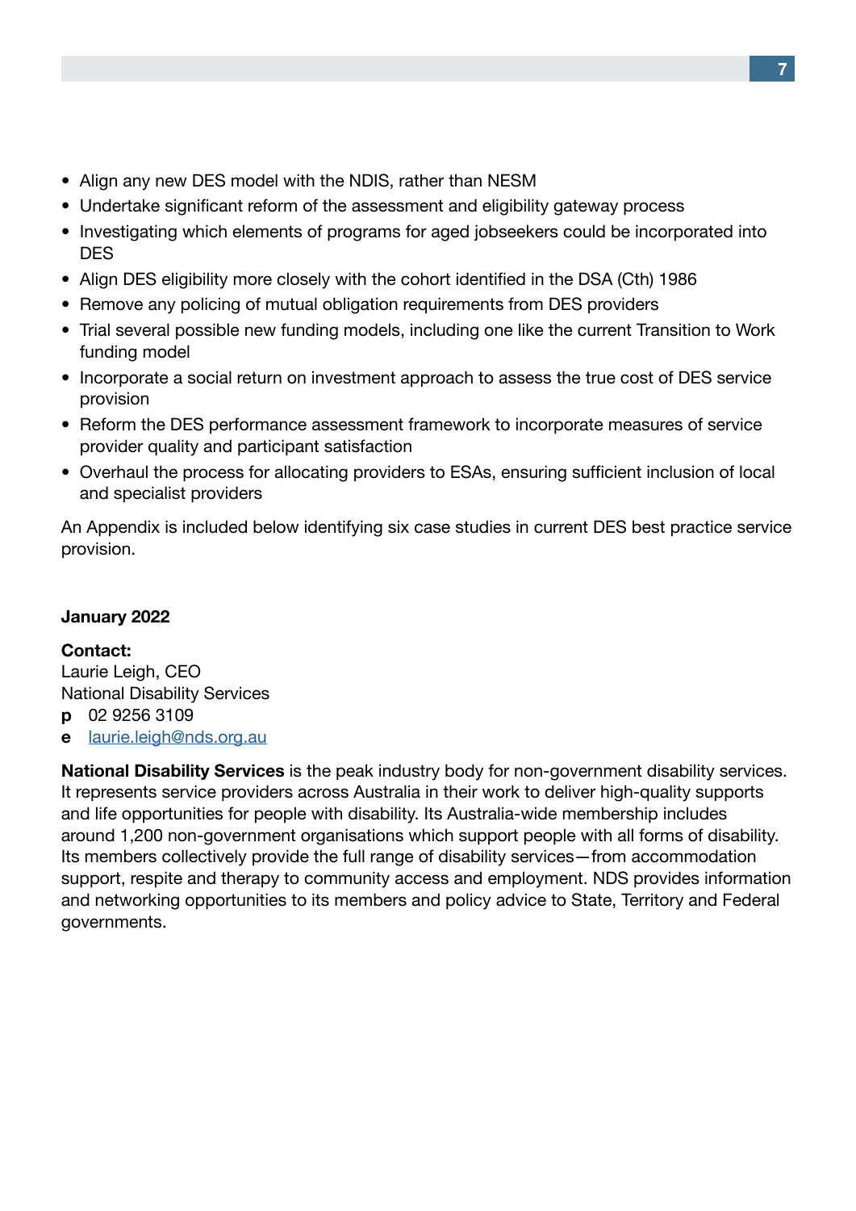- Align any new DES model with the NDIS, rather than NESM
- Undertake significant reform of the assessment and eligibility gateway process
- Investigating which elements of programs for aged jobseekers could be incorporated into DES
- Align DES eligibility more closely with the cohort identified in the DSA (Cth) 1986
- Remove any policing of mutual obligation requirements from DES providers
- Trial several possible new funding models, including one like the current Transition to Work funding model
- Incorporate a social return on investment approach to assess the true cost of DES service provision
- Reform the DES performance assessment framework to incorporate measures of service provider quality and participant satisfaction
- Overhaul the process for allocating providers to ESAs, ensuring sufficient inclusion of local and specialist providers

An Appendix is included below identifying six case studies in current DES best practice service provision.

**January 2022**

**Contact:**
Laurie Leigh, CEO
National Disability Services
**p** 02 9256 3109
**e** [laurie.leigh@nds.org.au](mailto:laurie.leigh@nds.org.au)

**National Disability Services** is the peak industry body for non-government disability services. It represents service providers across Australia in their work to deliver high-quality supports and life opportunities for people with disability. Its Australia-wide membership includes around 1,200 non-government organisations which support people with all forms of disability. Its members collectively provide the full range of disability services—from accommodation support, respite and therapy to community access and employment. NDS provides information and networking opportunities to its members and policy advice to State, Territory and Federal governments.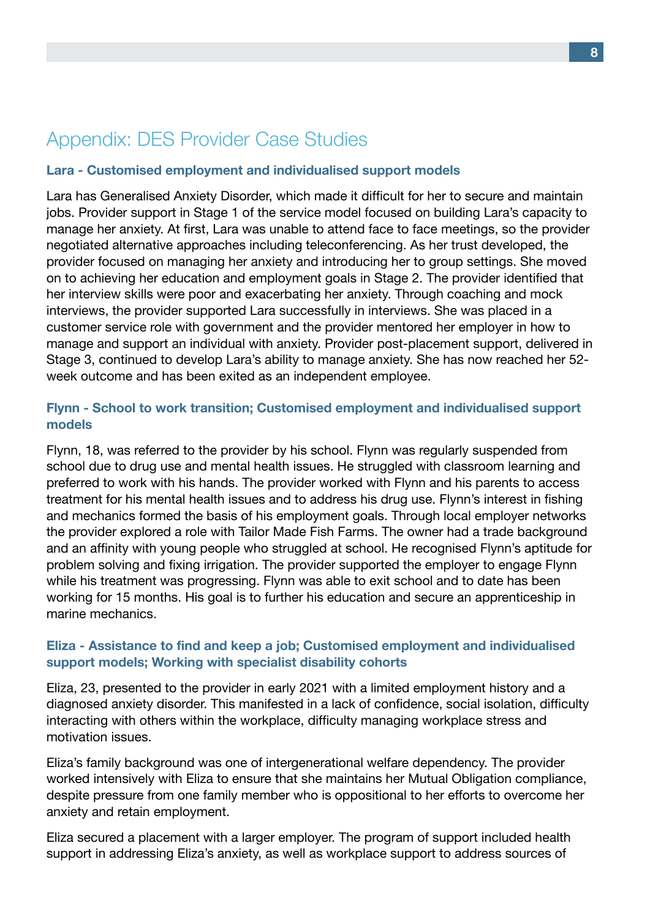# Appendix: DES Provider Case Studies

### Lara - Customised employment and individualised support models

Lara has Generalised Anxiety Disorder, which made it difficult for her to secure and maintain jobs. Provider support in Stage 1 of the service model focused on building Lara's capacity to manage her anxiety. At first, Lara was unable to attend face to face meetings, so the provider negotiated alternative approaches including teleconferencing. As her trust developed, the provider focused on managing her anxiety and introducing her to group settings. She moved on to achieving her education and employment goals in Stage 2. The provider identified that her interview skills were poor and exacerbating her anxiety. Through coaching and mock interviews, the provider supported Lara successfully in interviews. She was placed in a customer service role with government and the provider mentored her employer in how to manage and support an individual with anxiety. Provider post-placement support, delivered in Stage 3, continued to develop Lara's ability to manage anxiety. She has now reached her 52-week outcome and has been exited as an independent employee.

### Flynn - School to work transition; Customised employment and individualised support models

Flynn, 18, was referred to the provider by his school. Flynn was regularly suspended from school due to drug use and mental health issues. He struggled with classroom learning and preferred to work with his hands. The provider worked with Flynn and his parents to access treatment for his mental health issues and to address his drug use. Flynn's interest in fishing and mechanics formed the basis of his employment goals. Through local employer networks the provider explored a role with Tailor Made Fish Farms. The owner had a trade background and an affinity with young people who struggled at school. He recognised Flynn's aptitude for problem solving and fixing irrigation. The provider supported the employer to engage Flynn while his treatment was progressing. Flynn was able to exit school and to date has been working for 15 months. His goal is to further his education and secure an apprenticeship in marine mechanics.

### Eliza - Assistance to find and keep a job; Customised employment and individualised support models; Working with specialist disability cohorts

Eliza, 23, presented to the provider in early 2021 with a limited employment history and a diagnosed anxiety disorder. This manifested in a lack of confidence, social isolation, difficulty interacting with others within the workplace, difficulty managing workplace stress and motivation issues.

Eliza's family background was one of intergenerational welfare dependency. The provider worked intensively with Eliza to ensure that she maintains her Mutual Obligation compliance, despite pressure from one family member who is oppositional to her efforts to overcome her anxiety and retain employment.

Eliza secured a placement with a larger employer. The program of support included health support in addressing Eliza's anxiety, as well as workplace support to address sources of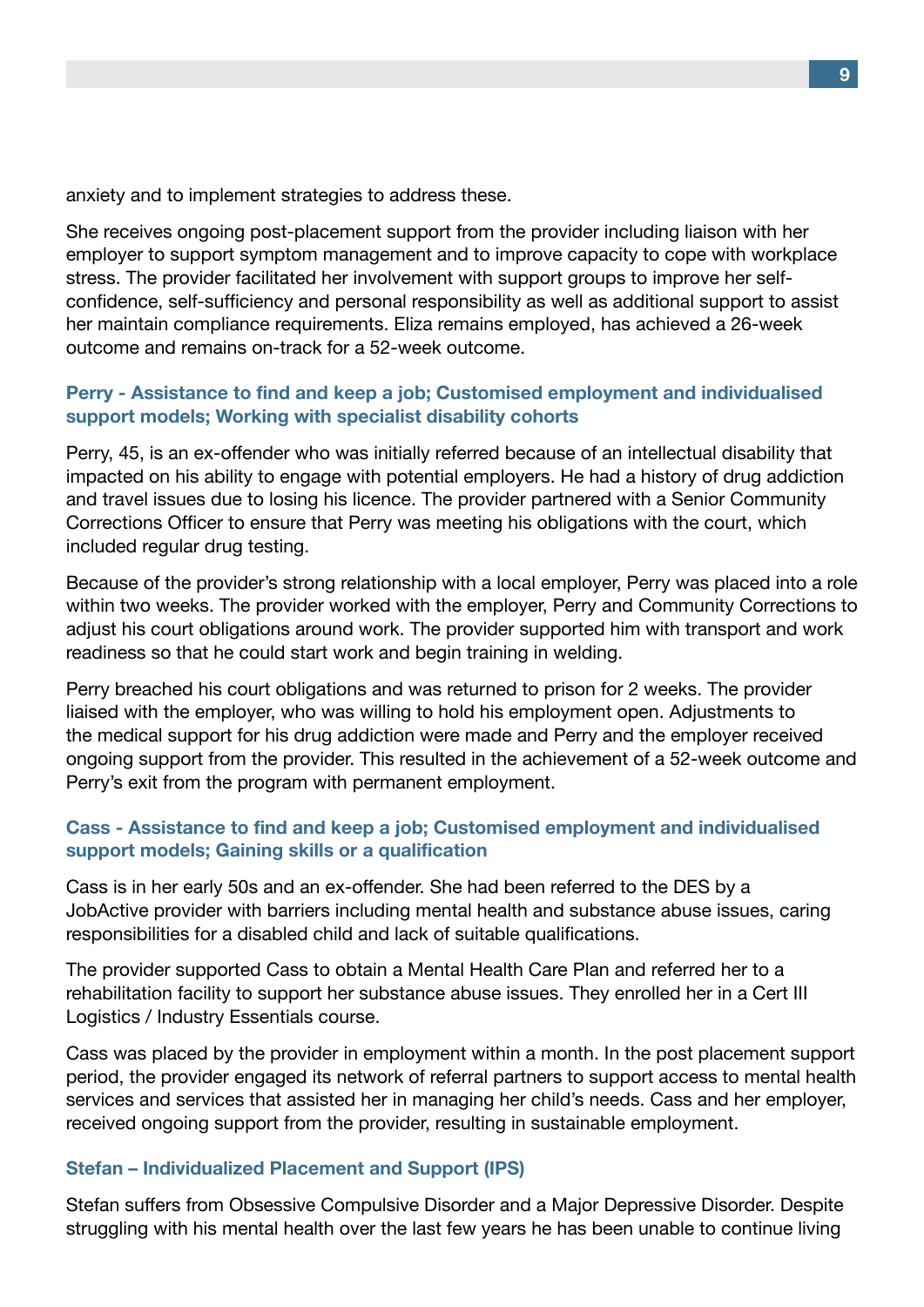anxiety and to implement strategies to address these.

She receives ongoing post-placement support from the provider including liaison with her employer to support symptom management and to improve capacity to cope with workplace stress. The provider facilitated her involvement with support groups to improve her self-confidence, self-sufficiency and personal responsibility as well as additional support to assist her maintain compliance requirements. Eliza remains employed, has achieved a 26-week outcome and remains on-track for a 52-week outcome.

### Perry - Assistance to find and keep a job; Customised employment and individualised support models; Working with specialist disability cohorts

Perry, 45, is an ex-offender who was initially referred because of an intellectual disability that impacted on his ability to engage with potential employers. He had a history of drug addiction and travel issues due to losing his licence. The provider partnered with a Senior Community Corrections Officer to ensure that Perry was meeting his obligations with the court, which included regular drug testing.

Because of the provider's strong relationship with a local employer, Perry was placed into a role within two weeks. The provider worked with the employer, Perry and Community Corrections to adjust his court obligations around work. The provider supported him with transport and work readiness so that he could start work and begin training in welding.

Perry breached his court obligations and was returned to prison for 2 weeks. The provider liaised with the employer, who was willing to hold his employment open. Adjustments to the medical support for his drug addiction were made and Perry and the employer received ongoing support from the provider. This resulted in the achievement of a 52-week outcome and Perry's exit from the program with permanent employment.

### Cass - Assistance to find and keep a job; Customised employment and individualised support models; Gaining skills or a qualification

Cass is in her early 50s and an ex-offender. She had been referred to the DES by a JobActive provider with barriers including mental health and substance abuse issues, caring responsibilities for a disabled child and lack of suitable qualifications.

The provider supported Cass to obtain a Mental Health Care Plan and referred her to a rehabilitation facility to support her substance abuse issues. They enrolled her in a Cert III Logistics / Industry Essentials course.

Cass was placed by the provider in employment within a month. In the post placement support period, the provider engaged its network of referral partners to support access to mental health services and services that assisted her in managing her child's needs. Cass and her employer, received ongoing support from the provider, resulting in sustainable employment.

### Stefan – Individualized Placement and Support (IPS)

Stefan suffers from Obsessive Compulsive Disorder and a Major Depressive Disorder. Despite struggling with his mental health over the last few years he has been unable to continue living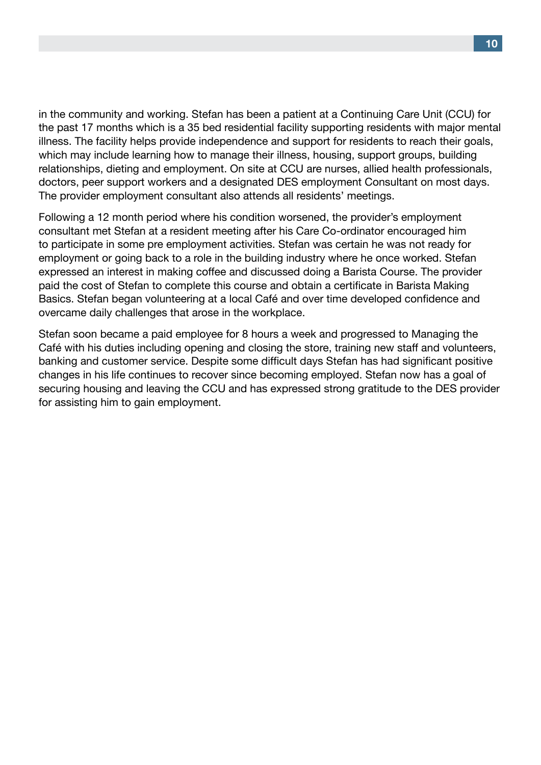in the community and working. Stefan has been a patient at a Continuing Care Unit (CCU) for the past 17 months which is a 35 bed residential facility supporting residents with major mental illness. The facility helps provide independence and support for residents to reach their goals, which may include learning how to manage their illness, housing, support groups, building relationships, dieting and employment. On site at CCU are nurses, allied health professionals, doctors, peer support workers and a designated DES employment Consultant on most days. The provider employment consultant also attends all residents' meetings.

Following a 12 month period where his condition worsened, the provider's employment consultant met Stefan at a resident meeting after his Care Co-ordinator encouraged him to participate in some pre employment activities. Stefan was certain he was not ready for employment or going back to a role in the building industry where he once worked. Stefan expressed an interest in making coffee and discussed doing a Barista Course. The provider paid the cost of Stefan to complete this course and obtain a certificate in Barista Making Basics. Stefan began volunteering at a local Café and over time developed confidence and overcame daily challenges that arose in the workplace.

Stefan soon became a paid employee for 8 hours a week and progressed to Managing the Café with his duties including opening and closing the store, training new staff and volunteers, banking and customer service. Despite some difficult days Stefan has had significant positive changes in his life continues to recover since becoming employed. Stefan now has a goal of securing housing and leaving the CCU and has expressed strong gratitude to the DES provider for assisting him to gain employment.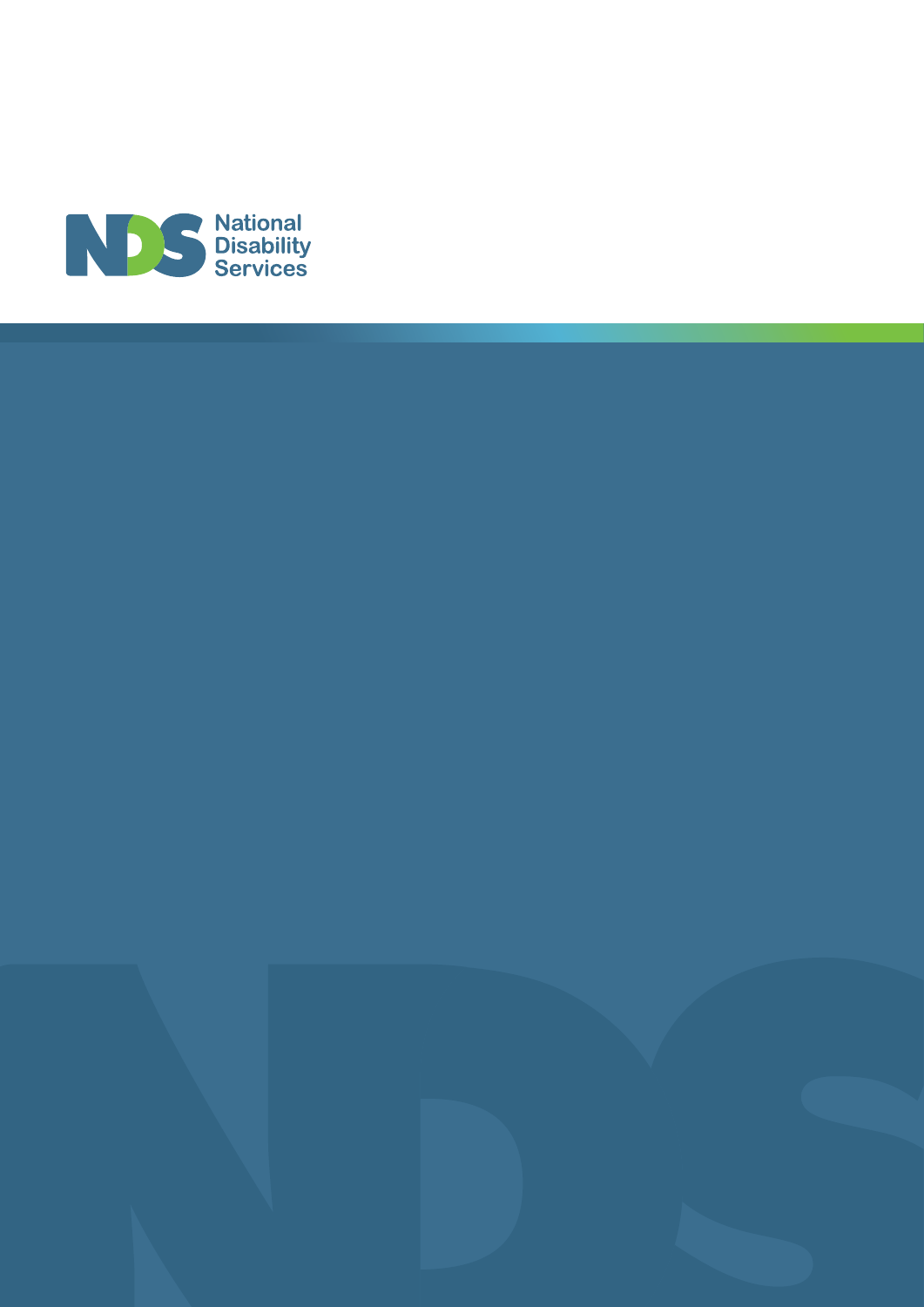National
Disability
Services